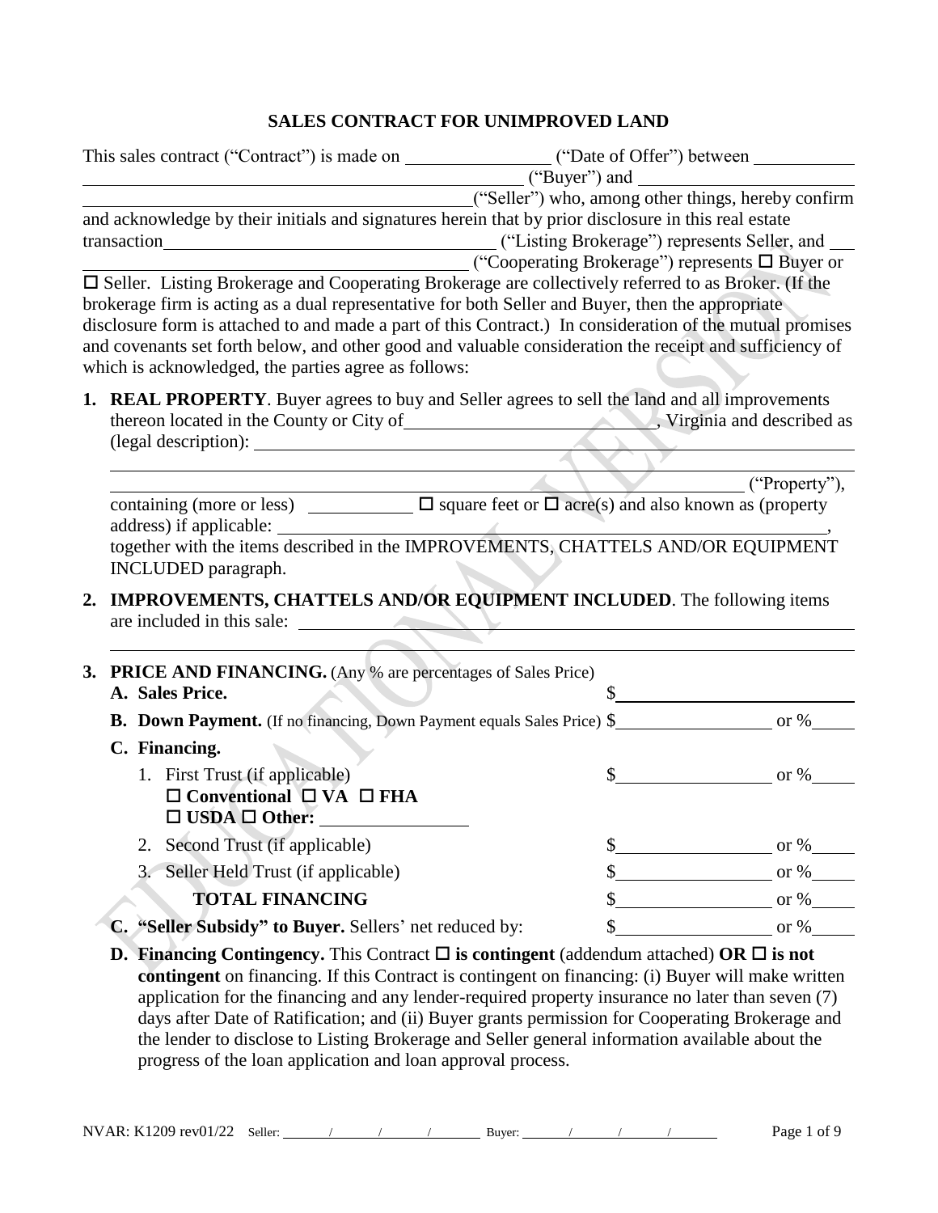# SALES CONTRACT FOR UNIMPROVED LAND

This sales contract ("Contract") is made on ________________ ("Date of Offer") between ____________ ______________________________________________ ("Buyer") and ________________________ ______________________________________________("Seller") who, among other things, hereby confirm and acknowledge by their initials and signatures herein that by prior disclosure in this real estate transaction______________________________________ ("Listing Brokerage") represents Seller, and ___ ______________________________________________ ("Cooperating Brokerage") represents ☐ Buyer or ☐ Seller. Listing Brokerage and Cooperating Brokerage are collectively referred to as Broker. (If the brokerage firm is acting as a dual representative for both Seller and Buyer, then the appropriate disclosure form is attached to and made a part of this Contract.) In consideration of the mutual promises and covenants set forth below, and other good and valuable consideration the receipt and sufficiency of which is acknowledged, the parties agree as follows:

1. **REAL PROPERTY**. Buyer agrees to buy and Seller agrees to sell the land and all improvements thereon located in the County or City of____________________________, Virginia and described as (legal description): ______________________________________________________________

   ____________________________________________________________________________________

   ______________________________________________________________________ ("Property"), containing (more or less) ____________ ☐ square feet or ☐ acre(s) and also known as (property address) if applicable: ______________________________________________________________, together with the items described in the IMPROVEMENTS, CHATTELS AND/OR EQUIPMENT INCLUDED paragraph.

2. **IMPROVEMENTS, CHATTELS AND/OR EQUIPMENT INCLUDED**. The following items are included in this sale: ____________________________________________________________

   ____________________________________________________________________________________

3. **PRICE AND FINANCING.** (Any % are percentages of Sales Price)

   **A. Sales Price.** $____________________________

   **B. Down Payment.** (If no financing, Down Payment equals Sales Price) $__________________ or %_____

   **C. Financing.**

   1. First Trust (if applicable) $__________________ or %_____
      ☐ **Conventional** ☐ **VA** ☐ **FHA**
      ☐ **USDA** ☐ **Other:** ________________
   2. Second Trust (if applicable) $__________________ or %_____
   3. Seller Held Trust (if applicable) $__________________ or %_____

   **TOTAL FINANCING** $__________________ or %_____

   **C. "Seller Subsidy" to Buyer.** Sellers' net reduced by: $__________________ or %_____

   **D. Financing Contingency.** This Contract ☐ **is contingent** (addendum attached) **OR** ☐ **is not contingent** on financing. If this Contract is contingent on financing: (i) Buyer will make written application for the financing and any lender-required property insurance no later than seven (7) days after Date of Ratification; and (ii) Buyer grants permission for Cooperating Brokerage and the lender to disclose to Listing Brokerage and Seller general information available about the progress of the loan application and loan approval process.

NVAR: K1209 rev01/22 Seller: ______/______/______/______ Buyer: ______/______/______/______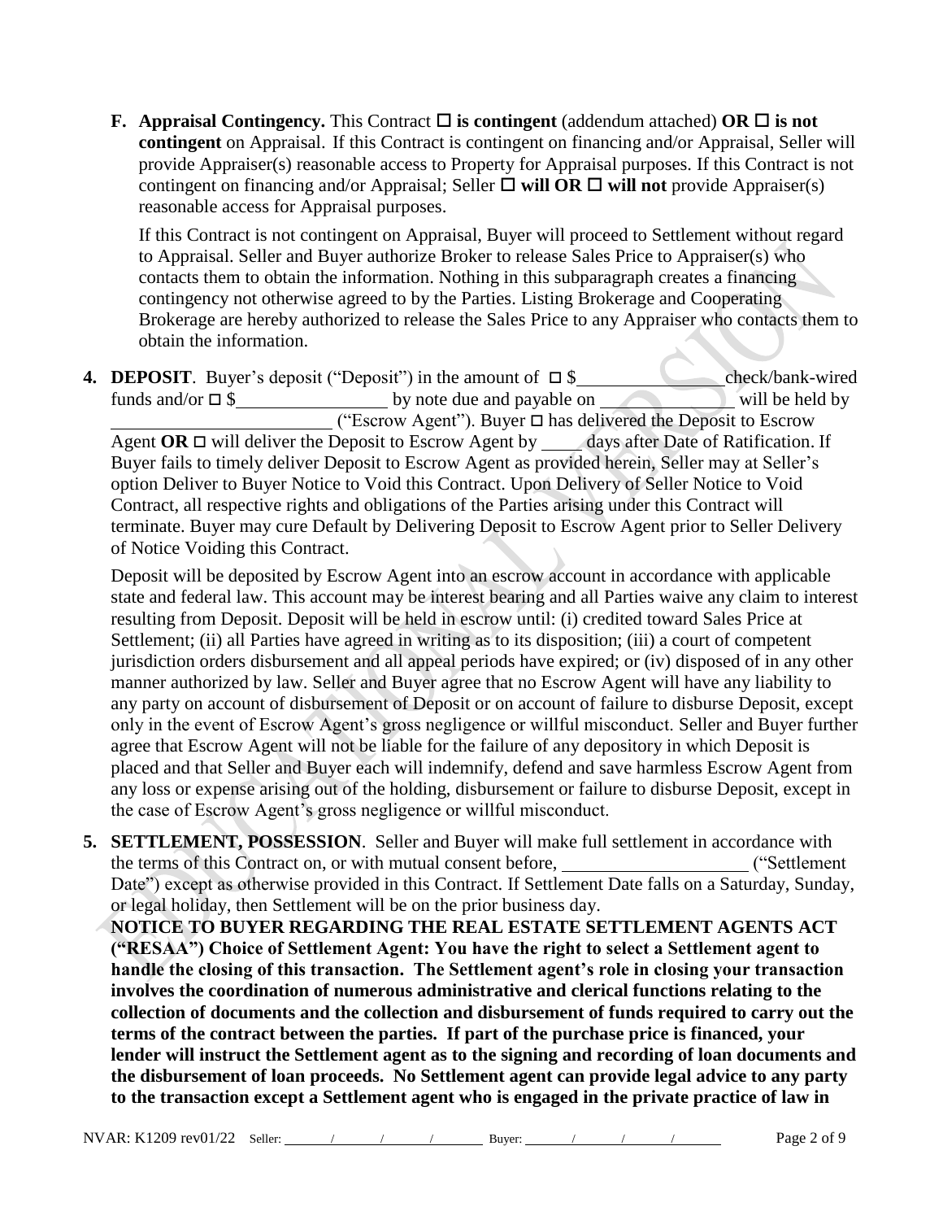**F. Appraisal Contingency.** This Contract ☐ **is contingent** (addendum attached) **OR** ☐ **is not contingent** on Appraisal. If this Contract is contingent on financing and/or Appraisal, Seller will provide Appraiser(s) reasonable access to Property for Appraisal purposes. If this Contract is not contingent on financing and/or Appraisal; Seller ☐ **will OR** ☐ **will not** provide Appraiser(s) reasonable access for Appraisal purposes.

If this Contract is not contingent on Appraisal, Buyer will proceed to Settlement without regard to Appraisal. Seller and Buyer authorize Broker to release Sales Price to Appraiser(s) who contacts them to obtain the information. Nothing in this subparagraph creates a financing contingency not otherwise agreed to by the Parties. Listing Brokerage and Cooperating Brokerage are hereby authorized to release the Sales Price to any Appraiser who contacts them to obtain the information.

**4. DEPOSIT**. Buyer's deposit ("Deposit") in the amount of ☐ $_______________ check/bank-wired funds and/or ☐ $________________ by note due and payable on ______________ will be held by ________________________ ("Escrow Agent"). Buyer ☐ has delivered the Deposit to Escrow Agent **OR** ☐ will deliver the Deposit to Escrow Agent by ____ days after Date of Ratification. If Buyer fails to timely deliver Deposit to Escrow Agent as provided herein, Seller may at Seller's option Deliver to Buyer Notice to Void this Contract. Upon Delivery of Seller Notice to Void Contract, all respective rights and obligations of the Parties arising under this Contract will terminate. Buyer may cure Default by Delivering Deposit to Escrow Agent prior to Seller Delivery of Notice Voiding this Contract.

Deposit will be deposited by Escrow Agent into an escrow account in accordance with applicable state and federal law. This account may be interest bearing and all Parties waive any claim to interest resulting from Deposit. Deposit will be held in escrow until: (i) credited toward Sales Price at Settlement; (ii) all Parties have agreed in writing as to its disposition; (iii) a court of competent jurisdiction orders disbursement and all appeal periods have expired; or (iv) disposed of in any other manner authorized by law. Seller and Buyer agree that no Escrow Agent will have any liability to any party on account of disbursement of Deposit or on account of failure to disburse Deposit, except only in the event of Escrow Agent's gross negligence or willful misconduct. Seller and Buyer further agree that Escrow Agent will not be liable for the failure of any depository in which Deposit is placed and that Seller and Buyer each will indemnify, defend and save harmless Escrow Agent from any loss or expense arising out of the holding, disbursement or failure to disburse Deposit, except in the case of Escrow Agent's gross negligence or willful misconduct.

**5. SETTLEMENT, POSSESSION**. Seller and Buyer will make full settlement in accordance with the terms of this Contract on, or with mutual consent before, ____________________ ("Settlement Date") except as otherwise provided in this Contract. If Settlement Date falls on a Saturday, Sunday, or legal holiday, then Settlement will be on the prior business day.

**NOTICE TO BUYER REGARDING THE REAL ESTATE SETTLEMENT AGENTS ACT ("RESAA") Choice of Settlement Agent: You have the right to select a Settlement agent to handle the closing of this transaction. The Settlement agent's role in closing your transaction involves the coordination of numerous administrative and clerical functions relating to the collection of documents and the collection and disbursement of funds required to carry out the terms of the contract between the parties. If part of the purchase price is financed, your lender will instruct the Settlement agent as to the signing and recording of loan documents and the disbursement of loan proceeds. No Settlement agent can provide legal advice to any party to the transaction except a Settlement agent who is engaged in the private practice of law in**

NVAR: K1209 rev01/22 Seller: ____/____/____/____ Buyer: ____/____/____/____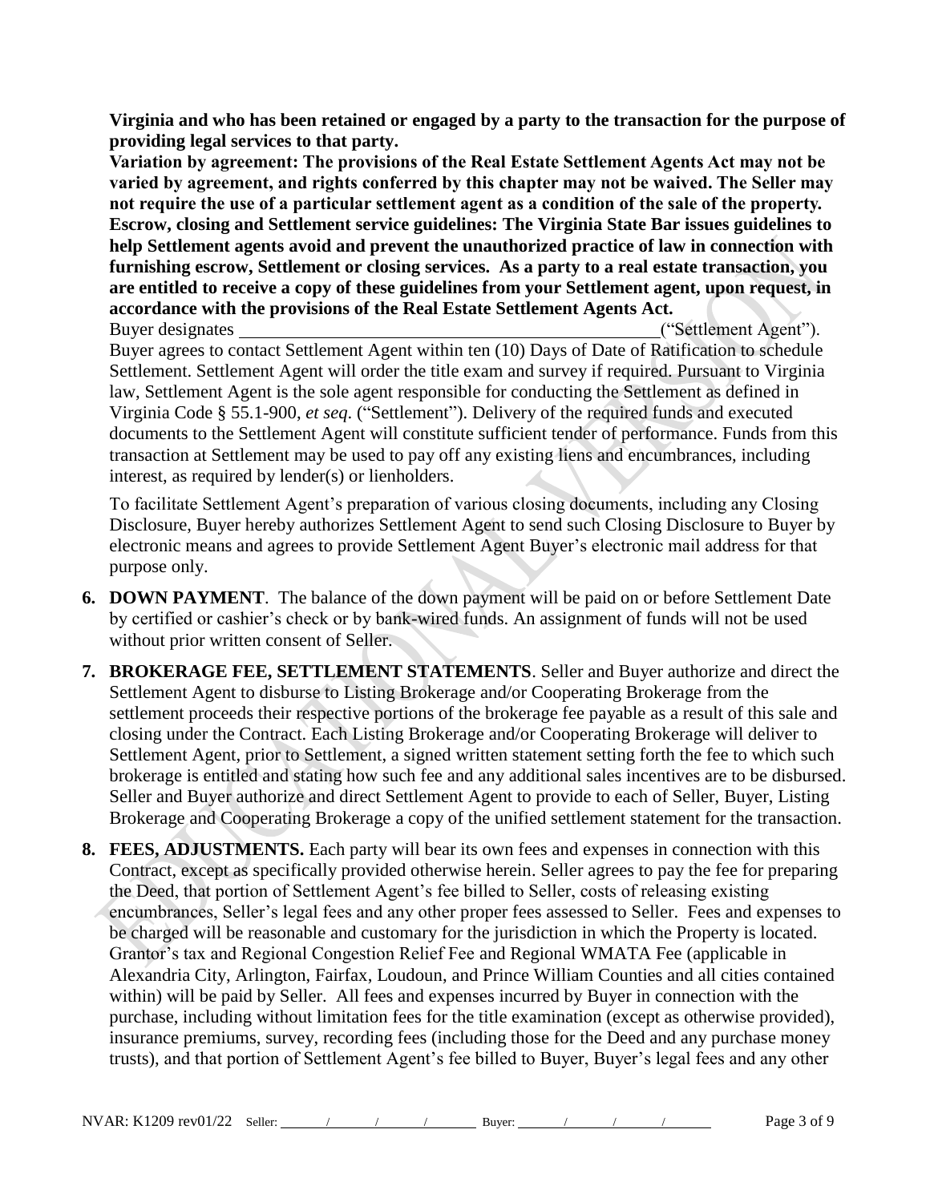**Virginia and who has been retained or engaged by a party to the transaction for the purpose of providing legal services to that party.**

**Variation by agreement: The provisions of the Real Estate Settlement Agents Act may not be varied by agreement, and rights conferred by this chapter may not be waived. The Seller may not require the use of a particular settlement agent as a condition of the sale of the property.**

**Escrow, closing and Settlement service guidelines: The Virginia State Bar issues guidelines to help Settlement agents avoid and prevent the unauthorized practice of law in connection with furnishing escrow, Settlement or closing services. As a party to a real estate transaction, you are entitled to receive a copy of these guidelines from your Settlement agent, upon request, in accordance with the provisions of the Real Estate Settlement Agents Act.**

Buyer designates \_\_\_\_\_\_\_\_\_\_\_\_\_\_\_\_\_\_\_\_\_\_\_\_\_\_\_\_\_\_\_\_\_\_\_\_\_\_\_\_\_\_\_\_ ("Settlement Agent"). Buyer agrees to contact Settlement Agent within ten (10) Days of Date of Ratification to schedule Settlement. Settlement Agent will order the title exam and survey if required. Pursuant to Virginia law, Settlement Agent is the sole agent responsible for conducting the Settlement as defined in Virginia Code § 55.1-900, *et seq*. ("Settlement"). Delivery of the required funds and executed documents to the Settlement Agent will constitute sufficient tender of performance. Funds from this transaction at Settlement may be used to pay off any existing liens and encumbrances, including interest, as required by lender(s) or lienholders.

To facilitate Settlement Agent's preparation of various closing documents, including any Closing Disclosure, Buyer hereby authorizes Settlement Agent to send such Closing Disclosure to Buyer by electronic means and agrees to provide Settlement Agent Buyer's electronic mail address for that purpose only.

6. **DOWN PAYMENT**. The balance of the down payment will be paid on or before Settlement Date by certified or cashier's check or by bank-wired funds. An assignment of funds will not be used without prior written consent of Seller.

7. **BROKERAGE FEE, SETTLEMENT STATEMENTS**. Seller and Buyer authorize and direct the Settlement Agent to disburse to Listing Brokerage and/or Cooperating Brokerage from the settlement proceeds their respective portions of the brokerage fee payable as a result of this sale and closing under the Contract. Each Listing Brokerage and/or Cooperating Brokerage will deliver to Settlement Agent, prior to Settlement, a signed written statement setting forth the fee to which such brokerage is entitled and stating how such fee and any additional sales incentives are to be disbursed. Seller and Buyer authorize and direct Settlement Agent to provide to each of Seller, Buyer, Listing Brokerage and Cooperating Brokerage a copy of the unified settlement statement for the transaction.

8. **FEES, ADJUSTMENTS.** Each party will bear its own fees and expenses in connection with this Contract, except as specifically provided otherwise herein. Seller agrees to pay the fee for preparing the Deed, that portion of Settlement Agent's fee billed to Seller, costs of releasing existing encumbrances, Seller's legal fees and any other proper fees assessed to Seller. Fees and expenses to be charged will be reasonable and customary for the jurisdiction in which the Property is located. Grantor's tax and Regional Congestion Relief Fee and Regional WMATA Fee (applicable in Alexandria City, Arlington, Fairfax, Loudoun, and Prince William Counties and all cities contained within) will be paid by Seller. All fees and expenses incurred by Buyer in connection with the purchase, including without limitation fees for the title examination (except as otherwise provided), insurance premiums, survey, recording fees (including those for the Deed and any purchase money trusts), and that portion of Settlement Agent's fee billed to Buyer, Buyer's legal fees and any other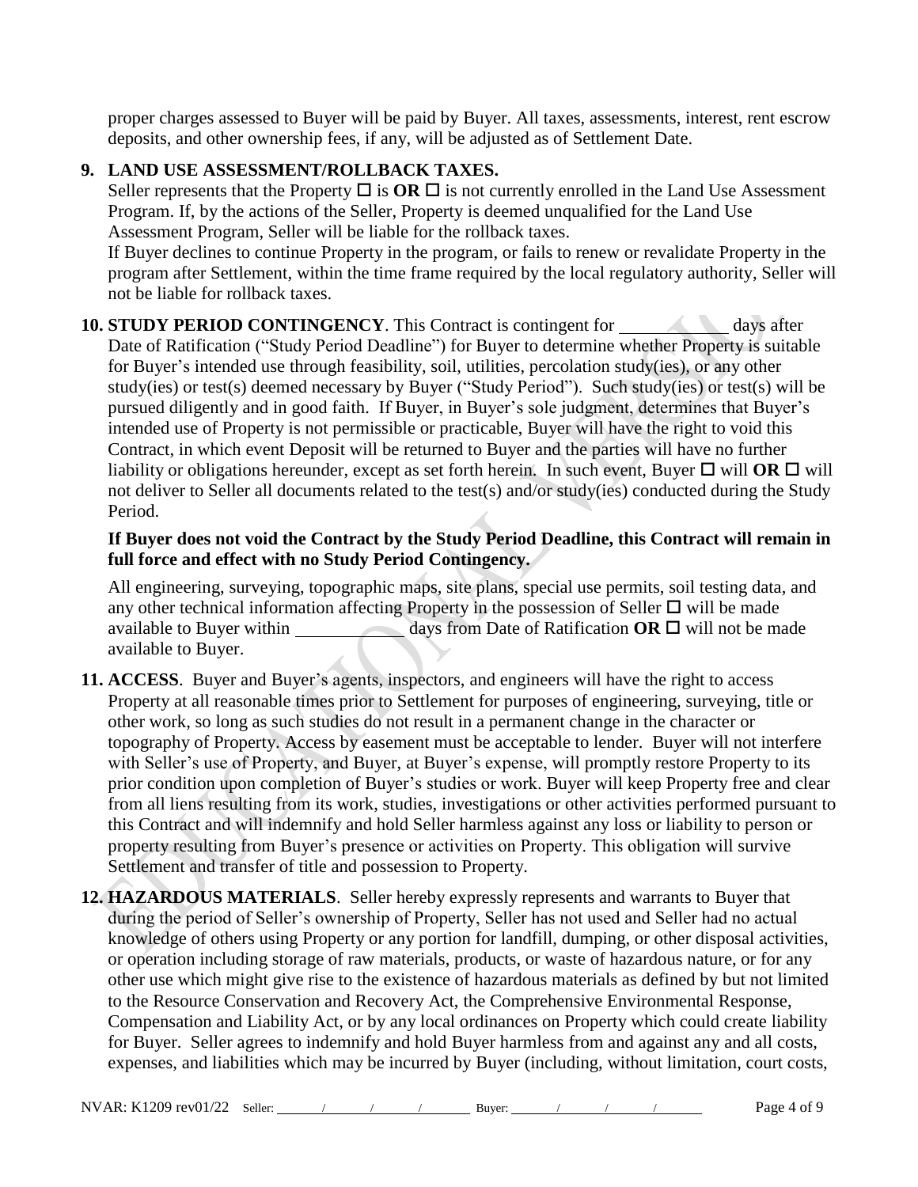proper charges assessed to Buyer will be paid by Buyer. All taxes, assessments, interest, rent escrow deposits, and other ownership fees, if any, will be adjusted as of Settlement Date.

**9. LAND USE ASSESSMENT/ROLLBACK TAXES.**

Seller represents that the Property ☐ is **OR** ☐ is not currently enrolled in the Land Use Assessment Program. If, by the actions of the Seller, Property is deemed unqualified for the Land Use Assessment Program, Seller will be liable for the rollback taxes.

If Buyer declines to continue Property in the program, or fails to renew or revalidate Property in the program after Settlement, within the time frame required by the local regulatory authority, Seller will not be liable for rollback taxes.

**10. STUDY PERIOD CONTINGENCY**. This Contract is contingent for ____________ days after Date of Ratification ("Study Period Deadline") for Buyer to determine whether Property is suitable for Buyer's intended use through feasibility, soil, utilities, percolation study(ies), or any other study(ies) or test(s) deemed necessary by Buyer ("Study Period"). Such study(ies) or test(s) will be pursued diligently and in good faith. If Buyer, in Buyer's sole judgment, determines that Buyer's intended use of Property is not permissible or practicable, Buyer will have the right to void this Contract, in which event Deposit will be returned to Buyer and the parties will have no further liability or obligations hereunder, except as set forth herein. In such event, Buyer ☐ will **OR** ☐ will not deliver to Seller all documents related to the test(s) and/or study(ies) conducted during the Study Period.

**If Buyer does not void the Contract by the Study Period Deadline, this Contract will remain in full force and effect with no Study Period Contingency.**

All engineering, surveying, topographic maps, site plans, special use permits, soil testing data, and any other technical information affecting Property in the possession of Seller ☐ will be made available to Buyer within ____________ days from Date of Ratification **OR** ☐ will not be made available to Buyer.

**11. ACCESS**. Buyer and Buyer's agents, inspectors, and engineers will have the right to access Property at all reasonable times prior to Settlement for purposes of engineering, surveying, title or other work, so long as such studies do not result in a permanent change in the character or topography of Property. Access by easement must be acceptable to lender. Buyer will not interfere with Seller's use of Property, and Buyer, at Buyer's expense, will promptly restore Property to its prior condition upon completion of Buyer's studies or work. Buyer will keep Property free and clear from all liens resulting from its work, studies, investigations or other activities performed pursuant to this Contract and will indemnify and hold Seller harmless against any loss or liability to person or property resulting from Buyer's presence or activities on Property. This obligation will survive Settlement and transfer of title and possession to Property.

**12. HAZARDOUS MATERIALS**. Seller hereby expressly represents and warrants to Buyer that during the period of Seller's ownership of Property, Seller has not used and Seller had no actual knowledge of others using Property or any portion for landfill, dumping, or other disposal activities, or operation including storage of raw materials, products, or waste of hazardous nature, or for any other use which might give rise to the existence of hazardous materials as defined by but not limited to the Resource Conservation and Recovery Act, the Comprehensive Environmental Response, Compensation and Liability Act, or by any local ordinances on Property which could create liability for Buyer. Seller agrees to indemnify and hold Buyer harmless from and against any and all costs, expenses, and liabilities which may be incurred by Buyer (including, without limitation, court costs,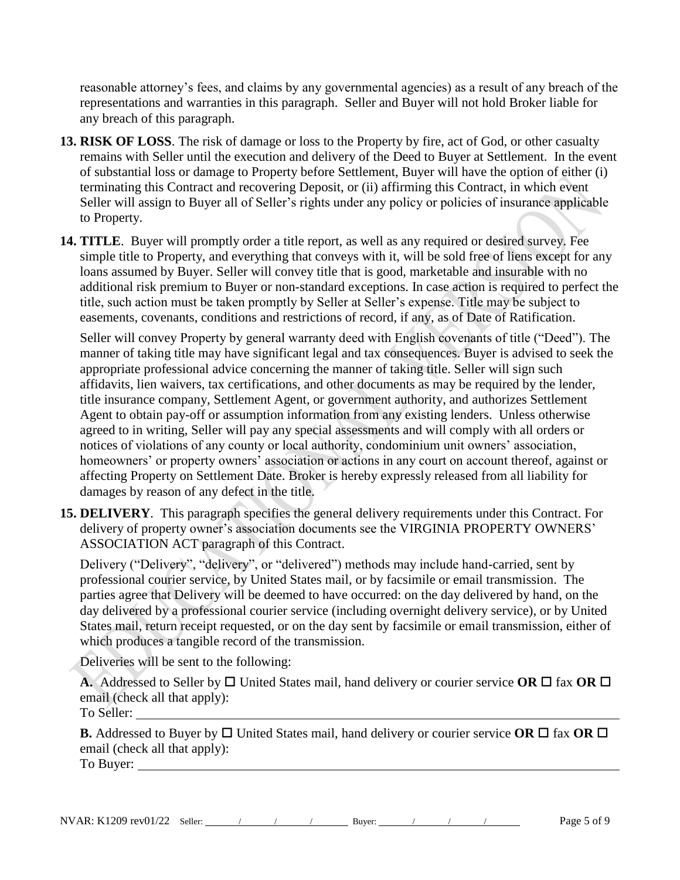reasonable attorney's fees, and claims by any governmental agencies) as a result of any breach of the representations and warranties in this paragraph. Seller and Buyer will not hold Broker liable for any breach of this paragraph.

**13. RISK OF LOSS**. The risk of damage or loss to the Property by fire, act of God, or other casualty remains with Seller until the execution and delivery of the Deed to Buyer at Settlement. In the event of substantial loss or damage to Property before Settlement, Buyer will have the option of either (i) terminating this Contract and recovering Deposit, or (ii) affirming this Contract, in which event Seller will assign to Buyer all of Seller's rights under any policy or policies of insurance applicable to Property.

**14. TITLE**. Buyer will promptly order a title report, as well as any required or desired survey. Fee simple title to Property, and everything that conveys with it, will be sold free of liens except for any loans assumed by Buyer. Seller will convey title that is good, marketable and insurable with no additional risk premium to Buyer or non-standard exceptions. In case action is required to perfect the title, such action must be taken promptly by Seller at Seller's expense. Title may be subject to easements, covenants, conditions and restrictions of record, if any, as of Date of Ratification.

Seller will convey Property by general warranty deed with English covenants of title ("Deed"). The manner of taking title may have significant legal and tax consequences. Buyer is advised to seek the appropriate professional advice concerning the manner of taking title. Seller will sign such affidavits, lien waivers, tax certifications, and other documents as may be required by the lender, title insurance company, Settlement Agent, or government authority, and authorizes Settlement Agent to obtain pay-off or assumption information from any existing lenders. Unless otherwise agreed to in writing, Seller will pay any special assessments and will comply with all orders or notices of violations of any county or local authority, condominium unit owners' association, homeowners' or property owners' association or actions in any court on account thereof, against or affecting Property on Settlement Date. Broker is hereby expressly released from all liability for damages by reason of any defect in the title.

**15. DELIVERY**. This paragraph specifies the general delivery requirements under this Contract. For delivery of property owner's association documents see the VIRGINIA PROPERTY OWNERS' ASSOCIATION ACT paragraph of this Contract.

Delivery ("Delivery", "delivery", or "delivered") methods may include hand-carried, sent by professional courier service, by United States mail, or by facsimile or email transmission. The parties agree that Delivery will be deemed to have occurred: on the day delivered by hand, on the day delivered by a professional courier service (including overnight delivery service), or by United States mail, return receipt requested, or on the day sent by facsimile or email transmission, either of which produces a tangible record of the transmission.

Deliveries will be sent to the following:

**A.** Addressed to Seller by ☐ United States mail, hand delivery or courier service **OR** ☐ fax **OR** ☐ email (check all that apply):
To Seller: ____________________________________________

**B.** Addressed to Buyer by ☐ United States mail, hand delivery or courier service **OR** ☐ fax **OR** ☐ email (check all that apply):
To Buyer: ____________________________________________

NVAR: K1209 rev01/22 Seller: ____/____/____/____ Buyer: ____/____/____/____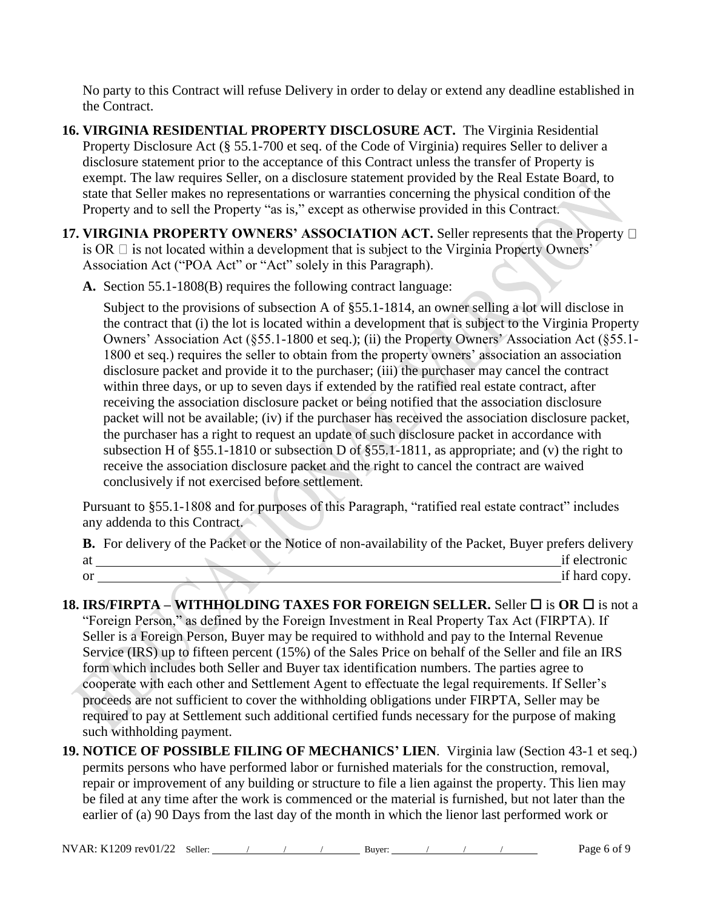No party to this Contract will refuse Delivery in order to delay or extend any deadline established in the Contract.

**16. VIRGINIA RESIDENTIAL PROPERTY DISCLOSURE ACT.** The Virginia Residential Property Disclosure Act (§ 55.1-700 et seq. of the Code of Virginia) requires Seller to deliver a disclosure statement prior to the acceptance of this Contract unless the transfer of Property is exempt. The law requires Seller, on a disclosure statement provided by the Real Estate Board, to state that Seller makes no representations or warranties concerning the physical condition of the Property and to sell the Property "as is," except as otherwise provided in this Contract.

**17. VIRGINIA PROPERTY OWNERS' ASSOCIATION ACT.** Seller represents that the Property ☐ is OR ☐ is not located within a development that is subject to the Virginia Property Owners' Association Act ("POA Act" or "Act" solely in this Paragraph).

**A.** Section 55.1-1808(B) requires the following contract language:

Subject to the provisions of subsection A of §55.1-1814, an owner selling a lot will disclose in the contract that (i) the lot is located within a development that is subject to the Virginia Property Owners' Association Act (§55.1-1800 et seq.); (ii) the Property Owners' Association Act (§55.1-1800 et seq.) requires the seller to obtain from the property owners' association an association disclosure packet and provide it to the purchaser; (iii) the purchaser may cancel the contract within three days, or up to seven days if extended by the ratified real estate contract, after receiving the association disclosure packet or being notified that the association disclosure packet will not be available; (iv) if the purchaser has received the association disclosure packet, the purchaser has a right to request an update of such disclosure packet in accordance with subsection H of §55.1-1810 or subsection D of §55.1-1811, as appropriate; and (v) the right to receive the association disclosure packet and the right to cancel the contract are waived conclusively if not exercised before settlement.

Pursuant to §55.1-1808 and for purposes of this Paragraph, "ratified real estate contract" includes any addenda to this Contract.

**B.** For delivery of the Packet or the Notice of non-availability of the Packet, Buyer prefers delivery at ______________________________ if electronic or ______________________________ if hard copy.

**18. IRS/FIRPTA – WITHHOLDING TAXES FOR FOREIGN SELLER.** Seller ☐ is **OR** ☐ is not a "Foreign Person," as defined by the Foreign Investment in Real Property Tax Act (FIRPTA). If Seller is a Foreign Person, Buyer may be required to withhold and pay to the Internal Revenue Service (IRS) up to fifteen percent (15%) of the Sales Price on behalf of the Seller and file an IRS form which includes both Seller and Buyer tax identification numbers. The parties agree to cooperate with each other and Settlement Agent to effectuate the legal requirements. If Seller's proceeds are not sufficient to cover the withholding obligations under FIRPTA, Seller may be required to pay at Settlement such additional certified funds necessary for the purpose of making such withholding payment.

**19. NOTICE OF POSSIBLE FILING OF MECHANICS' LIEN**. Virginia law (Section 43-1 et seq.) permits persons who have performed labor or furnished materials for the construction, removal, repair or improvement of any building or structure to file a lien against the property. This lien may be filed at any time after the work is commenced or the material is furnished, but not later than the earlier of (a) 90 Days from the last day of the month in which the lienor last performed work or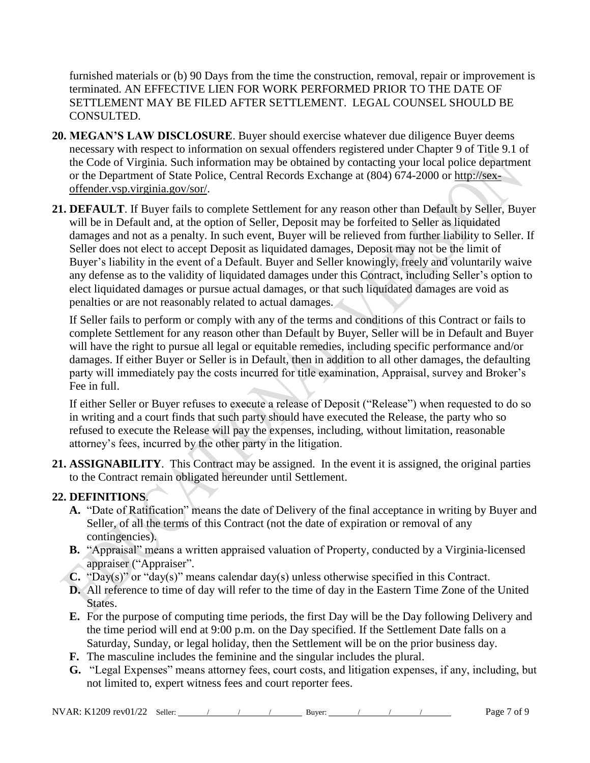furnished materials or (b) 90 Days from the time the construction, removal, repair or improvement is terminated. AN EFFECTIVE LIEN FOR WORK PERFORMED PRIOR TO THE DATE OF SETTLEMENT MAY BE FILED AFTER SETTLEMENT. LEGAL COUNSEL SHOULD BE CONSULTED.

**20. MEGAN'S LAW DISCLOSURE**. Buyer should exercise whatever due diligence Buyer deems necessary with respect to information on sexual offenders registered under Chapter 9 of Title 9.1 of the Code of Virginia. Such information may be obtained by contacting your local police department or the Department of State Police, Central Records Exchange at (804) 674-2000 or http://sex-offender.vsp.virginia.gov/sor/.

**21. DEFAULT**. If Buyer fails to complete Settlement for any reason other than Default by Seller, Buyer will be in Default and, at the option of Seller, Deposit may be forfeited to Seller as liquidated damages and not as a penalty. In such event, Buyer will be relieved from further liability to Seller. If Seller does not elect to accept Deposit as liquidated damages, Deposit may not be the limit of Buyer's liability in the event of a Default. Buyer and Seller knowingly, freely and voluntarily waive any defense as to the validity of liquidated damages under this Contract, including Seller's option to elect liquidated damages or pursue actual damages, or that such liquidated damages are void as penalties or are not reasonably related to actual damages.

If Seller fails to perform or comply with any of the terms and conditions of this Contract or fails to complete Settlement for any reason other than Default by Buyer, Seller will be in Default and Buyer will have the right to pursue all legal or equitable remedies, including specific performance and/or damages. If either Buyer or Seller is in Default, then in addition to all other damages, the defaulting party will immediately pay the costs incurred for title examination, Appraisal, survey and Broker's Fee in full.

If either Seller or Buyer refuses to execute a release of Deposit ("Release") when requested to do so in writing and a court finds that such party should have executed the Release, the party who so refused to execute the Release will pay the expenses, including, without limitation, reasonable attorney's fees, incurred by the other party in the litigation.

**21. ASSIGNABILITY**. This Contract may be assigned. In the event it is assigned, the original parties to the Contract remain obligated hereunder until Settlement.

**22. DEFINITIONS**.

**A.** "Date of Ratification" means the date of Delivery of the final acceptance in writing by Buyer and Seller, of all the terms of this Contract (not the date of expiration or removal of any contingencies).

**B.** "Appraisal" means a written appraised valuation of Property, conducted by a Virginia-licensed appraiser ("Appraiser".

**C.** "Day(s)" or "day(s)" means calendar day(s) unless otherwise specified in this Contract.

**D.** All reference to time of day will refer to the time of day in the Eastern Time Zone of the United States.

**E.** For the purpose of computing time periods, the first Day will be the Day following Delivery and the time period will end at 9:00 p.m. on the Day specified. If the Settlement Date falls on a Saturday, Sunday, or legal holiday, then the Settlement will be on the prior business day.

**F.** The masculine includes the feminine and the singular includes the plural.

**G.** "Legal Expenses" means attorney fees, court costs, and litigation expenses, if any, including, but not limited to, expert witness fees and court reporter fees.

NVAR: K1209 rev01/22 Seller: \_\_\_\_/\_\_\_\_/\_\_\_\_/\_\_\_\_ Buyer: \_\_\_\_/\_\_\_\_/\_\_\_\_/\_\_\_\_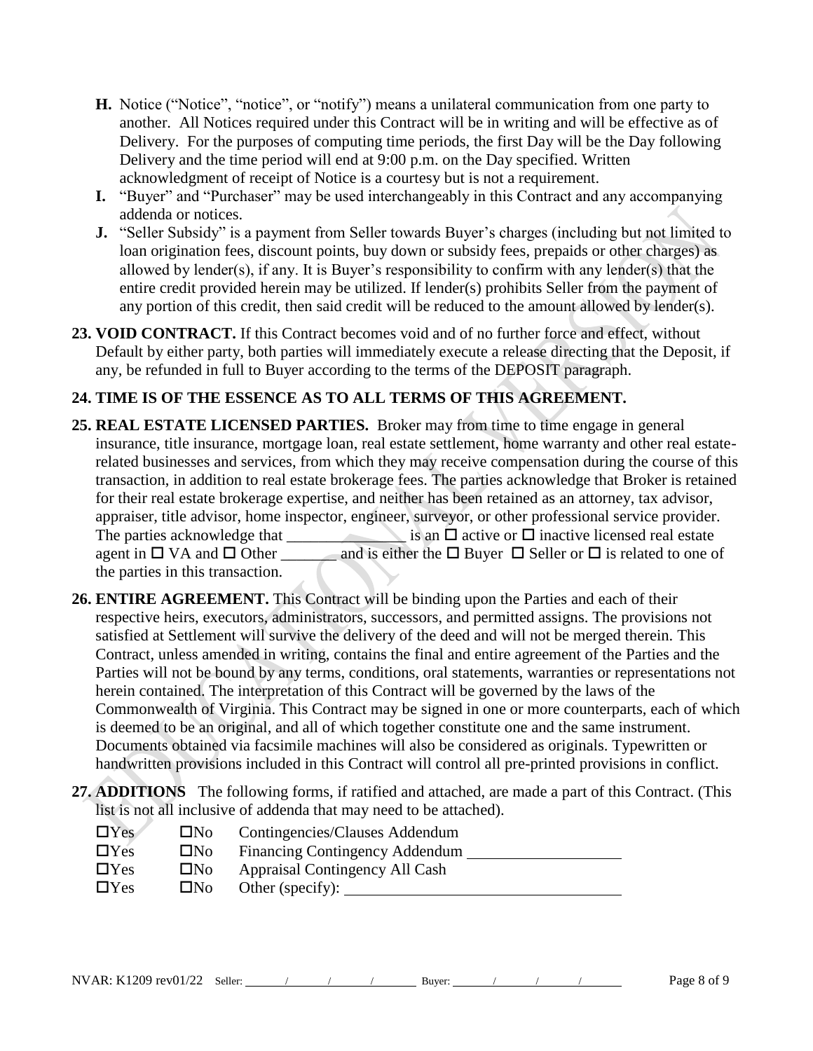**H.** Notice ("Notice", "notice", or "notify") means a unilateral communication from one party to another. All Notices required under this Contract will be in writing and will be effective as of Delivery. For the purposes of computing time periods, the first Day will be the Day following Delivery and the time period will end at 9:00 p.m. on the Day specified. Written acknowledgment of receipt of Notice is a courtesy but is not a requirement.

**I.** "Buyer" and "Purchaser" may be used interchangeably in this Contract and any accompanying addenda or notices.

**J.** "Seller Subsidy" is a payment from Seller towards Buyer's charges (including but not limited to loan origination fees, discount points, buy down or subsidy fees, prepaids or other charges) as allowed by lender(s), if any. It is Buyer's responsibility to confirm with any lender(s) that the entire credit provided herein may be utilized. If lender(s) prohibits Seller from the payment of any portion of this credit, then said credit will be reduced to the amount allowed by lender(s).

**23. VOID CONTRACT.** If this Contract becomes void and of no further force and effect, without Default by either party, both parties will immediately execute a release directing that the Deposit, if any, be refunded in full to Buyer according to the terms of the DEPOSIT paragraph.

**24. TIME IS OF THE ESSENCE AS TO ALL TERMS OF THIS AGREEMENT.**

**25. REAL ESTATE LICENSED PARTIES.** Broker may from time to time engage in general insurance, title insurance, mortgage loan, real estate settlement, home warranty and other real estate-related businesses and services, from which they may receive compensation during the course of this transaction, in addition to real estate brokerage fees. The parties acknowledge that Broker is retained for their real estate brokerage expertise, and neither has been retained as an attorney, tax advisor, appraiser, title advisor, home inspector, engineer, surveyor, or other professional service provider. The parties acknowledge that _______________ is an ☐ active or ☐ inactive licensed real estate agent in ☐ VA and ☐ Other _______ and is either the ☐ Buyer ☐ Seller or ☐ is related to one of the parties in this transaction.

**26. ENTIRE AGREEMENT.** This Contract will be binding upon the Parties and each of their respective heirs, executors, administrators, successors, and permitted assigns. The provisions not satisfied at Settlement will survive the delivery of the deed and will not be merged therein. This Contract, unless amended in writing, contains the final and entire agreement of the Parties and the Parties will not be bound by any terms, conditions, oral statements, warranties or representations not herein contained. The interpretation of this Contract will be governed by the laws of the Commonwealth of Virginia. This Contract may be signed in one or more counterparts, each of which is deemed to be an original, and all of which together constitute one and the same instrument. Documents obtained via facsimile machines will also be considered as originals. Typewritten or handwritten provisions included in this Contract will control all pre-printed provisions in conflict.

**27. ADDITIONS** The following forms, if ratified and attached, are made a part of this Contract. (This list is not all inclusive of addenda that may need to be attached).

☐Yes ☐No Contingencies/Clauses Addendum
☐Yes ☐No Financing Contingency Addendum ____________________
☐Yes ☐No Appraisal Contingency All Cash
☐Yes ☐No Other (specify): ____________________________________

NVAR: K1209 rev01/22 Seller: ____/____/____/____ Buyer: ____/____/____/____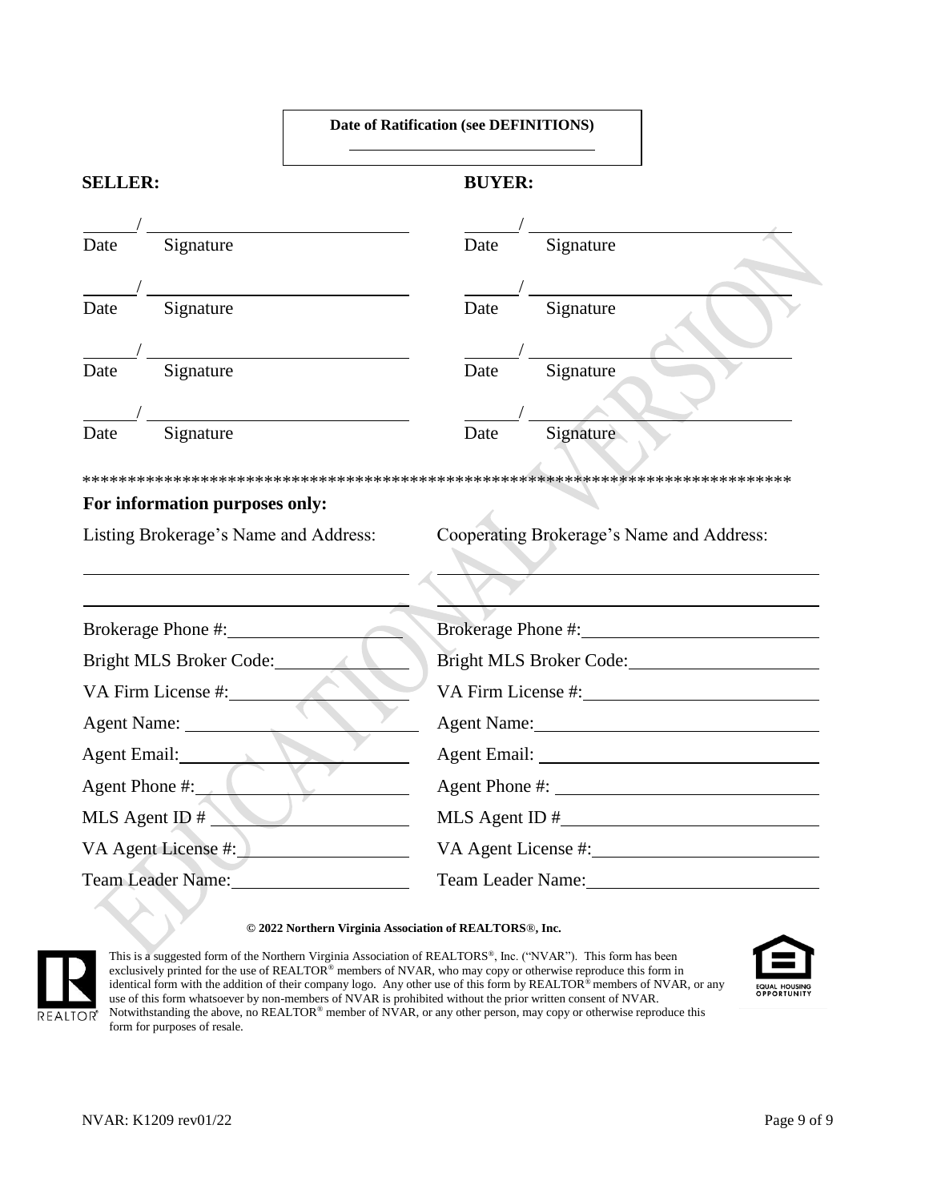**Date of Ratification (see DEFINITIONS)**

\_\_\_\_\_\_\_\_\_\_\_\_\_\_\_\_\_\_\_\_\_\_\_\_

| **SELLER:** | **BUYER:** |
|---|---|
| \_\_\_\_\_/ \_\_\_\_\_\_\_\_\_\_\_\_\_\_\_\_\_\_\_\_ | \_\_\_\_\_/ \_\_\_\_\_\_\_\_\_\_\_\_\_\_\_\_\_\_\_\_ |
| Date Signature | Date Signature |
| \_\_\_\_\_/ \_\_\_\_\_\_\_\_\_\_\_\_\_\_\_\_\_\_\_\_ | \_\_\_\_\_/ \_\_\_\_\_\_\_\_\_\_\_\_\_\_\_\_\_\_\_\_ |
| Date Signature | Date Signature |
| \_\_\_\_\_/ \_\_\_\_\_\_\_\_\_\_\_\_\_\_\_\_\_\_\_\_ | \_\_\_\_\_/ \_\_\_\_\_\_\_\_\_\_\_\_\_\_\_\_\_\_\_\_ |
| Date Signature | Date Signature |
| \_\_\_\_\_/ \_\_\_\_\_\_\_\_\_\_\_\_\_\_\_\_\_\_\_\_ | \_\_\_\_\_/ \_\_\_\_\_\_\_\_\_\_\_\_\_\_\_\_\_\_\_\_ |
| Date Signature | Date Signature |

*******************************************************************************

**For information purposes only:**

| Listing Brokerage's Name and Address: | Cooperating Brokerage's Name and Address: |
|---|---|
| \_\_\_\_\_\_\_\_\_\_\_\_\_\_\_\_\_\_\_\_ | \_\_\_\_\_\_\_\_\_\_\_\_\_\_\_\_\_\_\_\_ |
| \_\_\_\_\_\_\_\_\_\_\_\_\_\_\_\_\_\_\_\_ | \_\_\_\_\_\_\_\_\_\_\_\_\_\_\_\_\_\_\_\_ |
| Brokerage Phone #: | Brokerage Phone #: |
| Bright MLS Broker Code: | Bright MLS Broker Code: |
| VA Firm License #: | VA Firm License #: |
| Agent Name: | Agent Name: |
| Agent Email: | Agent Email: |
| Agent Phone #: | Agent Phone #: |
| MLS Agent ID # | MLS Agent ID # |
| VA Agent License #: | VA Agent License #: |
| Team Leader Name: | Team Leader Name: |

**© 2022 Northern Virginia Association of REALTORS®, Inc.**

This is a suggested form of the Northern Virginia Association of REALTORS®, Inc. ("NVAR"). This form has been exclusively printed for the use of REALTOR® members of NVAR, who may copy or otherwise reproduce this form in identical form with the addition of their company logo. Any other use of this form by REALTOR® members of NVAR, or any use of this form whatsoever by non-members of NVAR is prohibited without the prior written consent of NVAR. Notwithstanding the above, no REALTOR® member of NVAR, or any other person, may copy or otherwise reproduce this form for purposes of resale.

NVAR: K1209 rev01/22